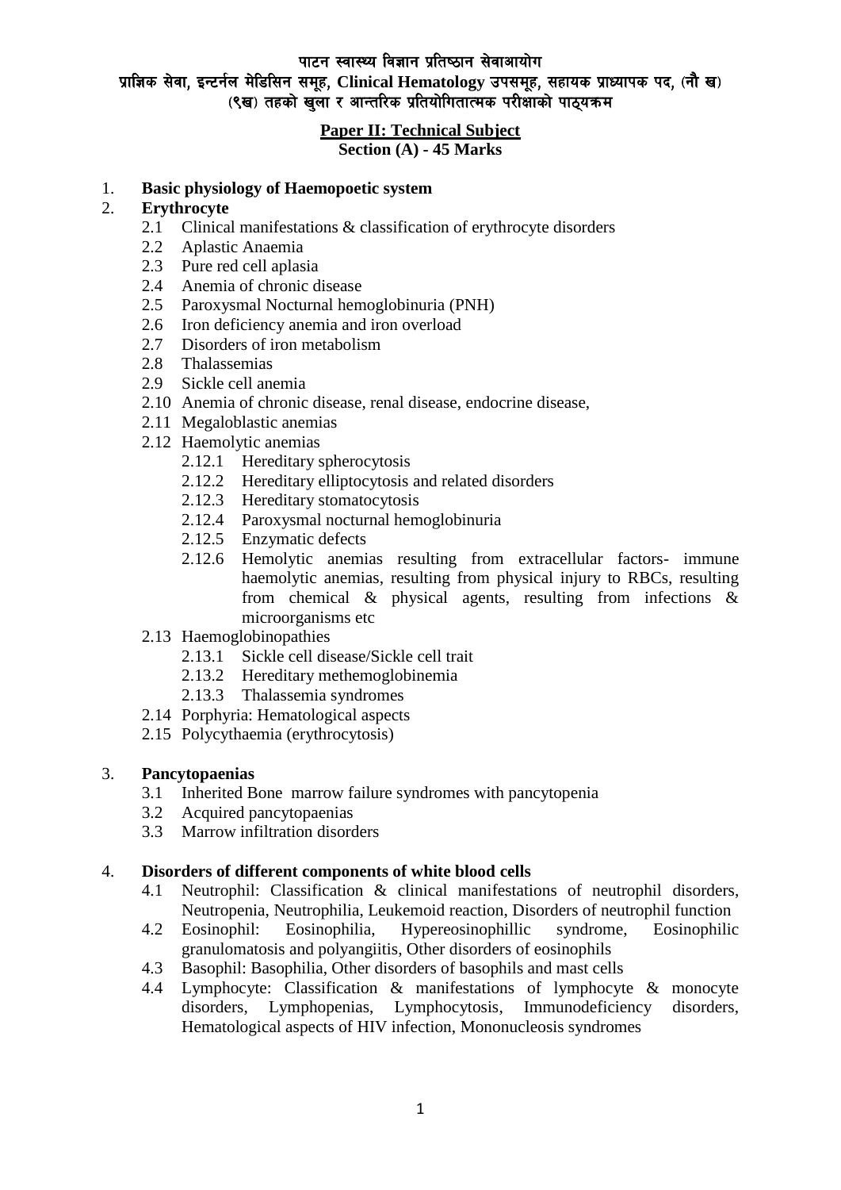पाटन स्वास्थ्य विज्ञान प्रतिष्ठान सेवाआयोग

प्राज्ञिक सेवा, इन्टर्नल मेडिसिन समूह, Clinical Hematology उपसमूह, सहायक प्राध्यापक पद, (नौ ख) (९ख) तहको खुला र आन्तरिक प्रतियोगितात्मक परीक्षाको पाठ्यक्रम

## Paper II: Technical Subject

**Section (A) - 45 Marks**

1. **Basic physiology of Haemopoetic system**
2. **Erythrocyte**
   - 2.1 Clinical manifestations & classification of erythrocyte disorders
   - 2.2 Aplastic Anaemia
   - 2.3 Pure red cell aplasia
   - 2.4 Anemia of chronic disease
   - 2.5 Paroxysmal Nocturnal hemoglobinuria (PNH)
   - 2.6 Iron deficiency anemia and iron overload
   - 2.7 Disorders of iron metabolism
   - 2.8 Thalassemias
   - 2.9 Sickle cell anemia
   - 2.10 Anemia of chronic disease, renal disease, endocrine disease,
   - 2.11 Megaloblastic anemias
   - 2.12 Haemolytic anemias
     - 2.12.1 Hereditary spherocytosis
     - 2.12.2 Hereditary elliptocytosis and related disorders
     - 2.12.3 Hereditary stomatocytosis
     - 2.12.4 Paroxysmal nocturnal hemoglobinuria
     - 2.12.5 Enzymatic defects
     - 2.12.6 Hemolytic anemias resulting from extracellular factors- immune haemolytic anemias, resulting from physical injury to RBCs, resulting from chemical & physical agents, resulting from infections & microorganisms etc
   - 2.13 Haemoglobinopathies
     - 2.13.1 Sickle cell disease/Sickle cell trait
     - 2.13.2 Hereditary methemoglobinemia
     - 2.13.3 Thalassemia syndromes
   - 2.14 Porphyria: Hematological aspects
   - 2.15 Polycythaemia (erythrocytosis)
3. **Pancytopaenias**
   - 3.1 Inherited Bone marrow failure syndromes with pancytopenia
   - 3.2 Acquired pancytopaenias
   - 3.3 Marrow infiltration disorders
4. **Disorders of different components of white blood cells**
   - 4.1 Neutrophil: Classification & clinical manifestations of neutrophil disorders, Neutropenia, Neutrophilia, Leukemoid reaction, Disorders of neutrophil function
   - 4.2 Eosinophil: Eosinophilia, Hypereosinophillic syndrome, Eosinophilic granulomatosis and polyangiitis, Other disorders of eosinophils
   - 4.3 Basophil: Basophilia, Other disorders of basophils and mast cells
   - 4.4 Lymphocyte: Classification & manifestations of lymphocyte & monocyte disorders, Lymphopenias, Lymphocytosis, Immunodeficiency disorders, Hematological aspects of HIV infection, Mononucleosis syndromes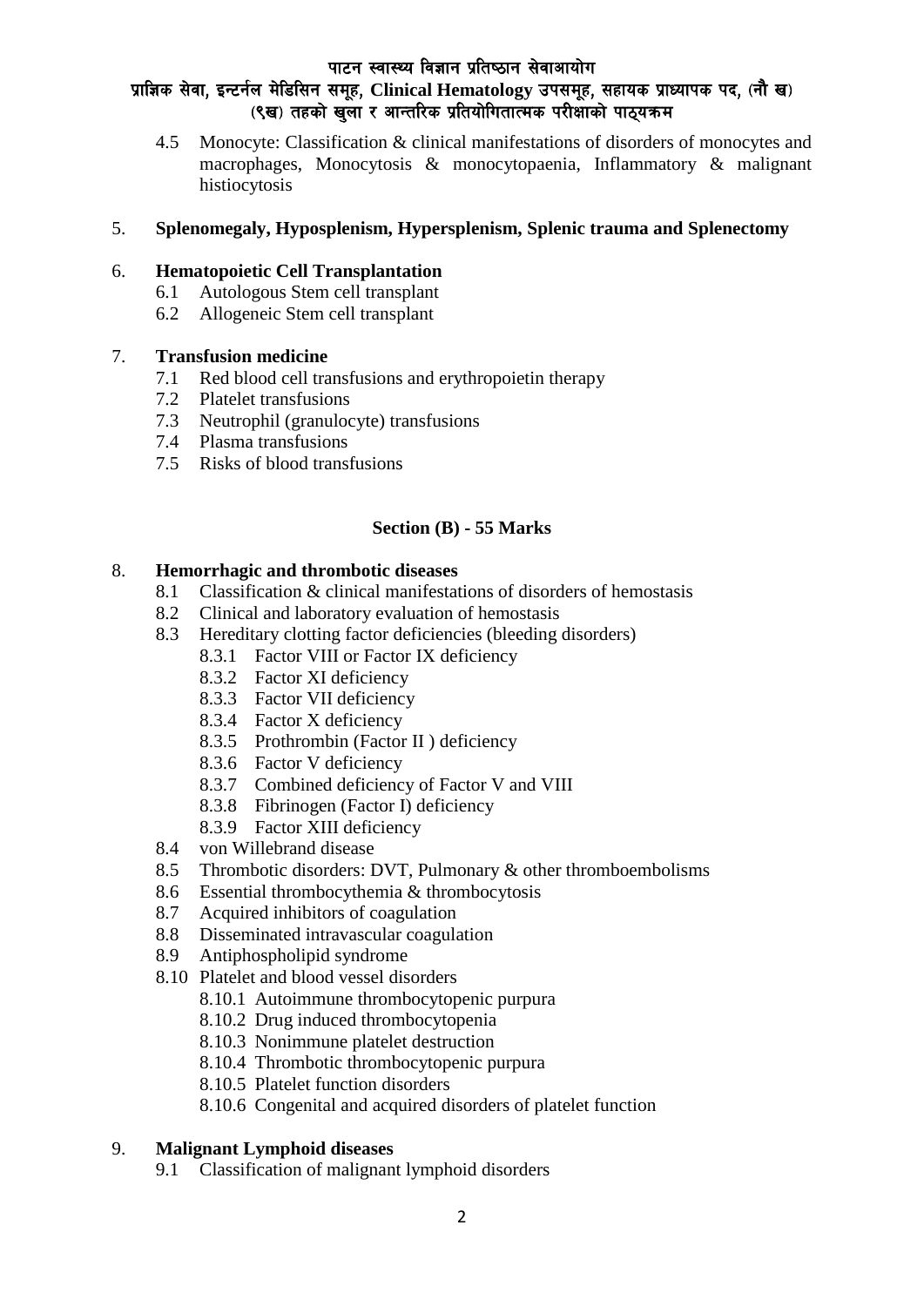4.5 Monocyte: Classification & clinical manifestations of disorders of monocytes and macrophages, Monocytosis & monocytopaenia, Inflammatory & malignant histiocytosis

5. **Splenomegaly, Hyposplenism, Hypersplenism, Splenic trauma and Splenectomy**

6. **Hematopoietic Cell Transplantation**
   - 6.1 Autologous Stem cell transplant
   - 6.2 Allogeneic Stem cell transplant

7. **Transfusion medicine**
   - 7.1 Red blood cell transfusions and erythropoietin therapy
   - 7.2 Platelet transfusions
   - 7.3 Neutrophil (granulocyte) transfusions
   - 7.4 Plasma transfusions
   - 7.5 Risks of blood transfusions

## Section (B) - 55 Marks

8. **Hemorrhagic and thrombotic diseases**
   - 8.1 Classification & clinical manifestations of disorders of hemostasis
   - 8.2 Clinical and laboratory evaluation of hemostasis
   - 8.3 Hereditary clotting factor deficiencies (bleeding disorders)
     - 8.3.1 Factor VIII or Factor IX deficiency
     - 8.3.2 Factor XI deficiency
     - 8.3.3 Factor VII deficiency
     - 8.3.4 Factor X deficiency
     - 8.3.5 Prothrombin (Factor II ) deficiency
     - 8.3.6 Factor V deficiency
     - 8.3.7 Combined deficiency of Factor V and VIII
     - 8.3.8 Fibrinogen (Factor I) deficiency
     - 8.3.9 Factor XIII deficiency
   - 8.4 von Willebrand disease
   - 8.5 Thrombotic disorders: DVT, Pulmonary & other thromboembolisms
   - 8.6 Essential thrombocythemia & thrombocytosis
   - 8.7 Acquired inhibitors of coagulation
   - 8.8 Disseminated intravascular coagulation
   - 8.9 Antiphospholipid syndrome
   - 8.10 Platelet and blood vessel disorders
     - 8.10.1 Autoimmune thrombocytopenic purpura
     - 8.10.2 Drug induced thrombocytopenia
     - 8.10.3 Nonimmune platelet destruction
     - 8.10.4 Thrombotic thrombocytopenic purpura
     - 8.10.5 Platelet function disorders
     - 8.10.6 Congenital and acquired disorders of platelet function

9. **Malignant Lymphoid diseases**
   - 9.1 Classification of malignant lymphoid disorders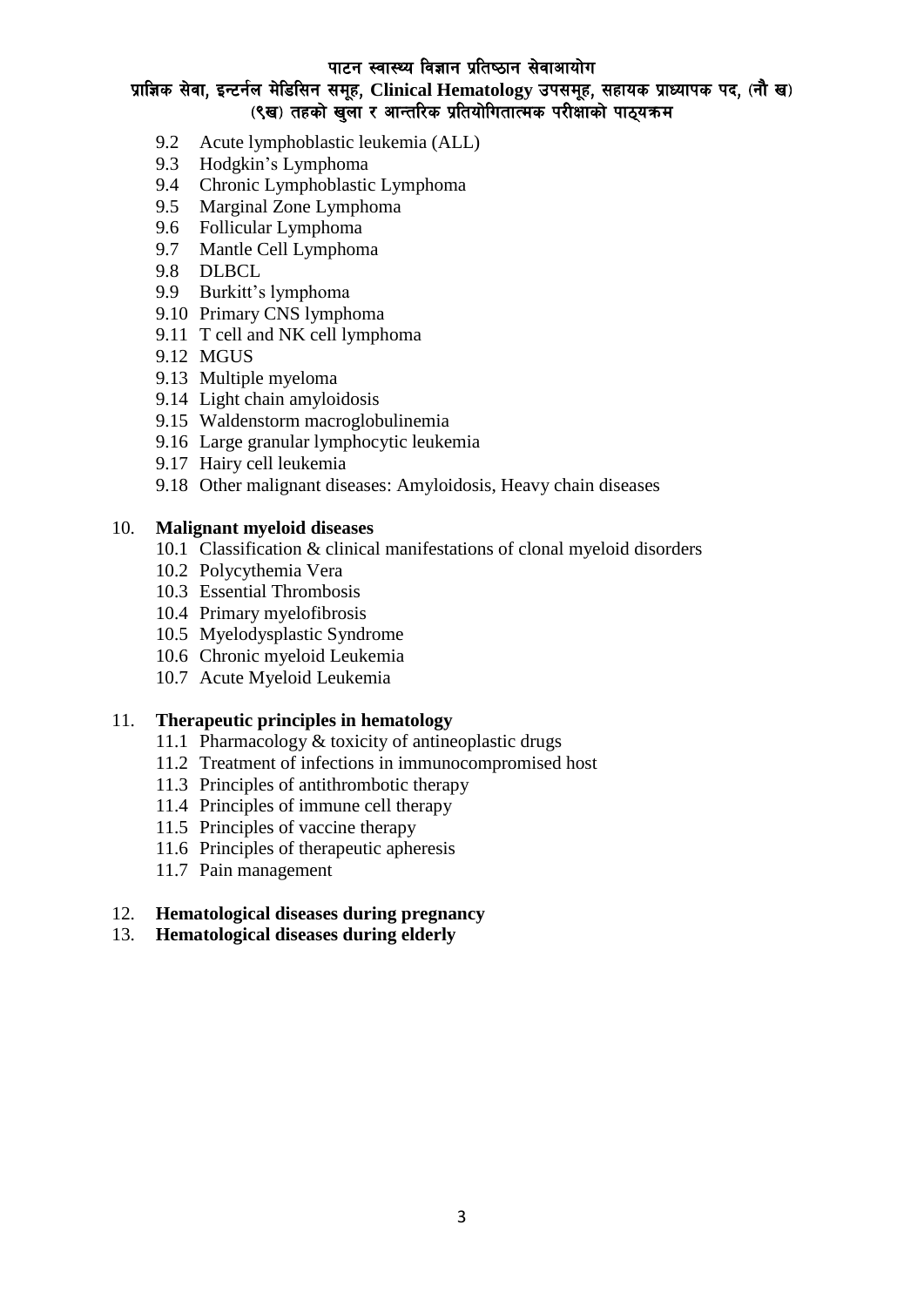- 9.2 Acute lymphoblastic leukemia (ALL)
- 9.3 Hodgkin's Lymphoma
- 9.4 Chronic Lymphoblastic Lymphoma
- 9.5 Marginal Zone Lymphoma
- 9.6 Follicular Lymphoma
- 9.7 Mantle Cell Lymphoma
- 9.8 DLBCL
- 9.9 Burkitt's lymphoma
- 9.10 Primary CNS lymphoma
- 9.11 T cell and NK cell lymphoma
- 9.12 MGUS
- 9.13 Multiple myeloma
- 9.14 Light chain amyloidosis
- 9.15 Waldenstorm macroglobulinemia
- 9.16 Large granular lymphocytic leukemia
- 9.17 Hairy cell leukemia
- 9.18 Other malignant diseases: Amyloidosis, Heavy chain diseases

10. **Malignant myeloid diseases**
    - 10.1 Classification & clinical manifestations of clonal myeloid disorders
    - 10.2 Polycythemia Vera
    - 10.3 Essential Thrombosis
    - 10.4 Primary myelofibrosis
    - 10.5 Myelodysplastic Syndrome
    - 10.6 Chronic myeloid Leukemia
    - 10.7 Acute Myeloid Leukemia

11. **Therapeutic principles in hematology**
    - 11.1 Pharmacology & toxicity of antineoplastic drugs
    - 11.2 Treatment of infections in immunocompromised host
    - 11.3 Principles of antithrombotic therapy
    - 11.4 Principles of immune cell therapy
    - 11.5 Principles of vaccine therapy
    - 11.6 Principles of therapeutic apheresis
    - 11.7 Pain management

12. **Hematological diseases during pregnancy**
13. **Hematological diseases during elderly**